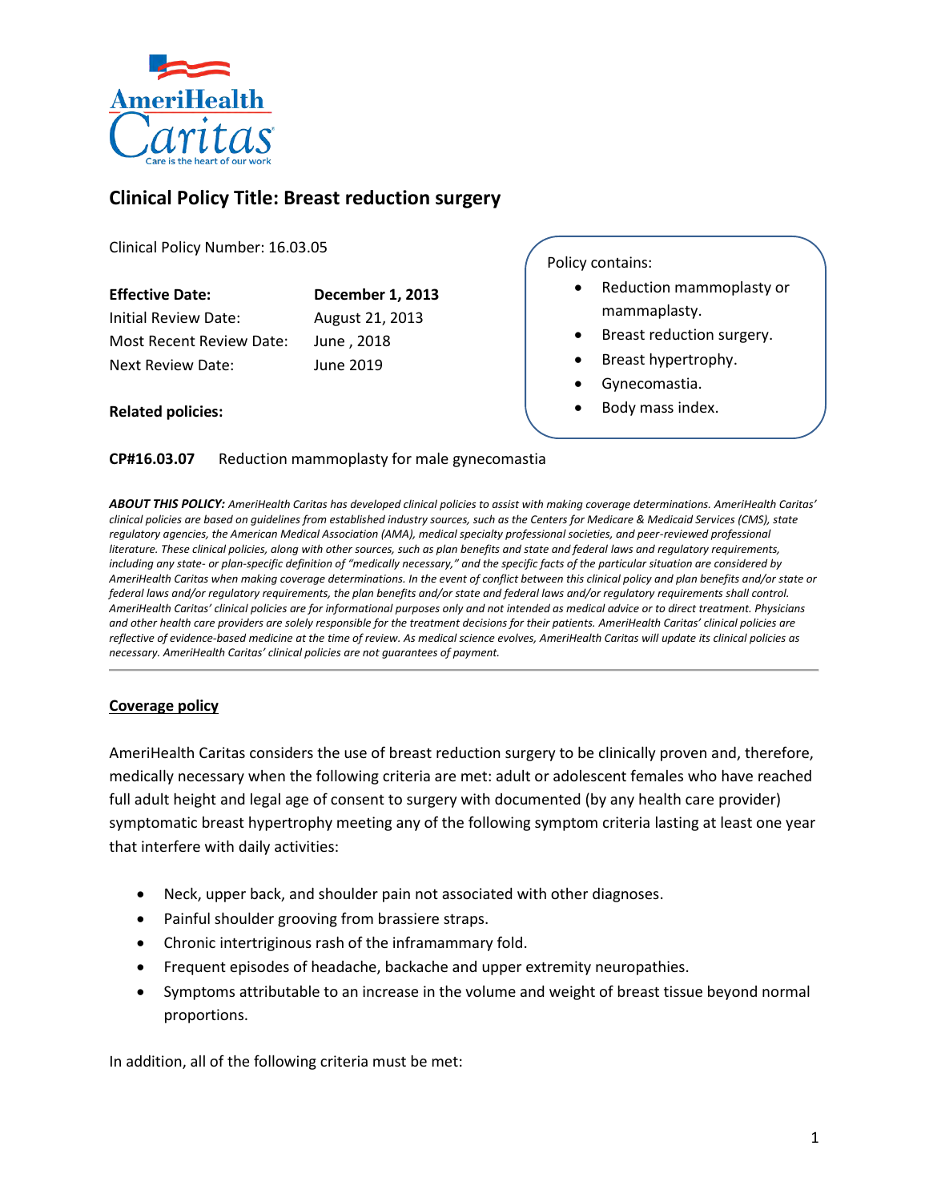# Clinical Policy Title: Breast reduction surgery

Clinical Policy Number: 16.03.05

| **Effective Date:** | **December 1, 2013** |
|---|---|
| Initial Review Date: | August 21, 2013 |
| Most Recent Review Date: | June , 2018 |
| Next Review Date: | June 2019 |

Policy contains:

- Reduction mammoplasty or mammaplasty.
- Breast reduction surgery.
- Breast hypertrophy.
- Gynecomastia.
- Body mass index.

**Related policies:**

**CP#16.03.07** Reduction mammoplasty for male gynecomastia

***ABOUT THIS POLICY:*** *AmeriHealth Caritas has developed clinical policies to assist with making coverage determinations. AmeriHealth Caritas' clinical policies are based on guidelines from established industry sources, such as the Centers for Medicare & Medicaid Services (CMS), state regulatory agencies, the American Medical Association (AMA), medical specialty professional societies, and peer-reviewed professional literature. These clinical policies, along with other sources, such as plan benefits and state and federal laws and regulatory requirements, including any state- or plan-specific definition of "medically necessary," and the specific facts of the particular situation are considered by AmeriHealth Caritas when making coverage determinations. In the event of conflict between this clinical policy and plan benefits and/or state or federal laws and/or regulatory requirements, the plan benefits and/or state and federal laws and/or regulatory requirements shall control. AmeriHealth Caritas' clinical policies are for informational purposes only and not intended as medical advice or to direct treatment. Physicians and other health care providers are solely responsible for the treatment decisions for their patients. AmeriHealth Caritas' clinical policies are reflective of evidence-based medicine at the time of review. As medical science evolves, AmeriHealth Caritas will update its clinical policies as necessary. AmeriHealth Caritas' clinical policies are not guarantees of payment.*

## Coverage policy

AmeriHealth Caritas considers the use of breast reduction surgery to be clinically proven and, therefore, medically necessary when the following criteria are met: adult or adolescent females who have reached full adult height and legal age of consent to surgery with documented (by any health care provider) symptomatic breast hypertrophy meeting any of the following symptom criteria lasting at least one year that interfere with daily activities:

- Neck, upper back, and shoulder pain not associated with other diagnoses.
- Painful shoulder grooving from brassiere straps.
- Chronic intertriginous rash of the inframammary fold.
- Frequent episodes of headache, backache and upper extremity neuropathies.
- Symptoms attributable to an increase in the volume and weight of breast tissue beyond normal proportions.

In addition, all of the following criteria must be met: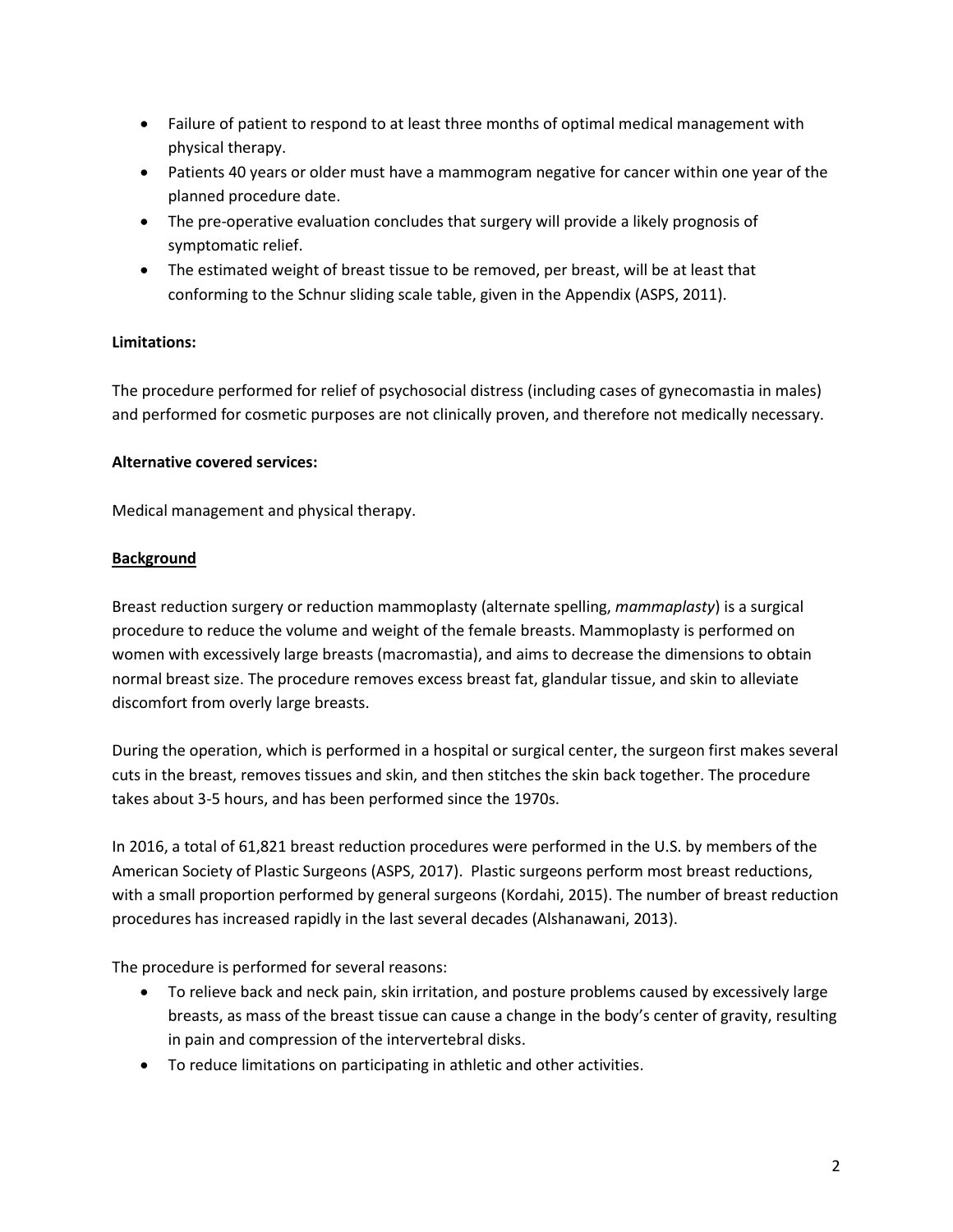- Failure of patient to respond to at least three months of optimal medical management with physical therapy.
- Patients 40 years or older must have a mammogram negative for cancer within one year of the planned procedure date.
- The pre-operative evaluation concludes that surgery will provide a likely prognosis of symptomatic relief.
- The estimated weight of breast tissue to be removed, per breast, will be at least that conforming to the Schnur sliding scale table, given in the Appendix (ASPS, 2011).

**Limitations:**

The procedure performed for relief of psychosocial distress (including cases of gynecomastia in males) and performed for cosmetic purposes are not clinically proven, and therefore not medically necessary.

**Alternative covered services:**

Medical management and physical therapy.

## Background

Breast reduction surgery or reduction mammoplasty (alternate spelling, *mammaplasty*) is a surgical procedure to reduce the volume and weight of the female breasts. Mammoplasty is performed on women with excessively large breasts (macromastia), and aims to decrease the dimensions to obtain normal breast size. The procedure removes excess breast fat, glandular tissue, and skin to alleviate discomfort from overly large breasts.

During the operation, which is performed in a hospital or surgical center, the surgeon first makes several cuts in the breast, removes tissues and skin, and then stitches the skin back together. The procedure takes about 3-5 hours, and has been performed since the 1970s.

In 2016, a total of 61,821 breast reduction procedures were performed in the U.S. by members of the American Society of Plastic Surgeons (ASPS, 2017). Plastic surgeons perform most breast reductions, with a small proportion performed by general surgeons (Kordahi, 2015). The number of breast reduction procedures has increased rapidly in the last several decades (Alshanawani, 2013).

The procedure is performed for several reasons:

- To relieve back and neck pain, skin irritation, and posture problems caused by excessively large breasts, as mass of the breast tissue can cause a change in the body's center of gravity, resulting in pain and compression of the intervertebral disks.
- To reduce limitations on participating in athletic and other activities.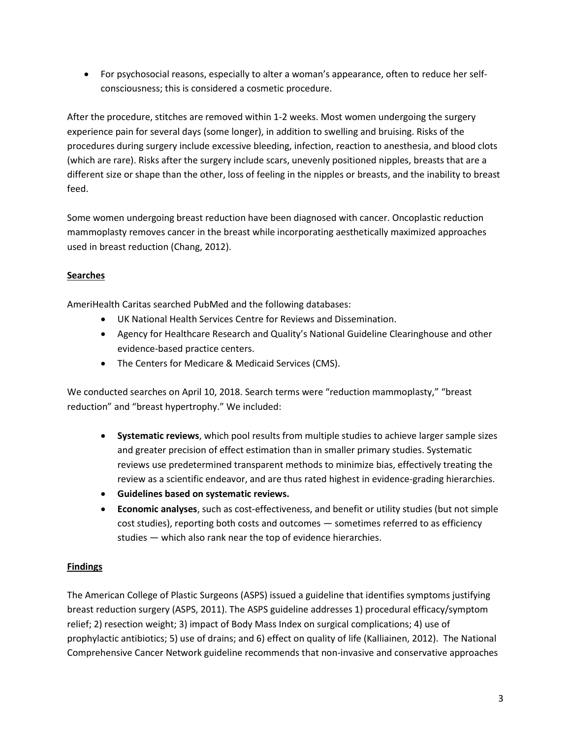- For psychosocial reasons, especially to alter a woman's appearance, often to reduce her self-consciousness; this is considered a cosmetic procedure.

After the procedure, stitches are removed within 1-2 weeks. Most women undergoing the surgery experience pain for several days (some longer), in addition to swelling and bruising. Risks of the procedures during surgery include excessive bleeding, infection, reaction to anesthesia, and blood clots (which are rare). Risks after the surgery include scars, unevenly positioned nipples, breasts that are a different size or shape than the other, loss of feeling in the nipples or breasts, and the inability to breast feed.

Some women undergoing breast reduction have been diagnosed with cancer. Oncoplastic reduction mammoplasty removes cancer in the breast while incorporating aesthetically maximized approaches used in breast reduction (Chang, 2012).

## Searches

AmeriHealth Caritas searched PubMed and the following databases:

- UK National Health Services Centre for Reviews and Dissemination.
- Agency for Healthcare Research and Quality's National Guideline Clearinghouse and other evidence-based practice centers.
- The Centers for Medicare & Medicaid Services (CMS).

We conducted searches on April 10, 2018. Search terms were "reduction mammoplasty," "breast reduction" and "breast hypertrophy." We included:

- **Systematic reviews**, which pool results from multiple studies to achieve larger sample sizes and greater precision of effect estimation than in smaller primary studies. Systematic reviews use predetermined transparent methods to minimize bias, effectively treating the review as a scientific endeavor, and are thus rated highest in evidence-grading hierarchies.
- **Guidelines based on systematic reviews.**
- **Economic analyses**, such as cost-effectiveness, and benefit or utility studies (but not simple cost studies), reporting both costs and outcomes — sometimes referred to as efficiency studies — which also rank near the top of evidence hierarchies.

## Findings

The American College of Plastic Surgeons (ASPS) issued a guideline that identifies symptoms justifying breast reduction surgery (ASPS, 2011). The ASPS guideline addresses 1) procedural efficacy/symptom relief; 2) resection weight; 3) impact of Body Mass Index on surgical complications; 4) use of prophylactic antibiotics; 5) use of drains; and 6) effect on quality of life (Kalliainen, 2012). The National Comprehensive Cancer Network guideline recommends that non-invasive and conservative approaches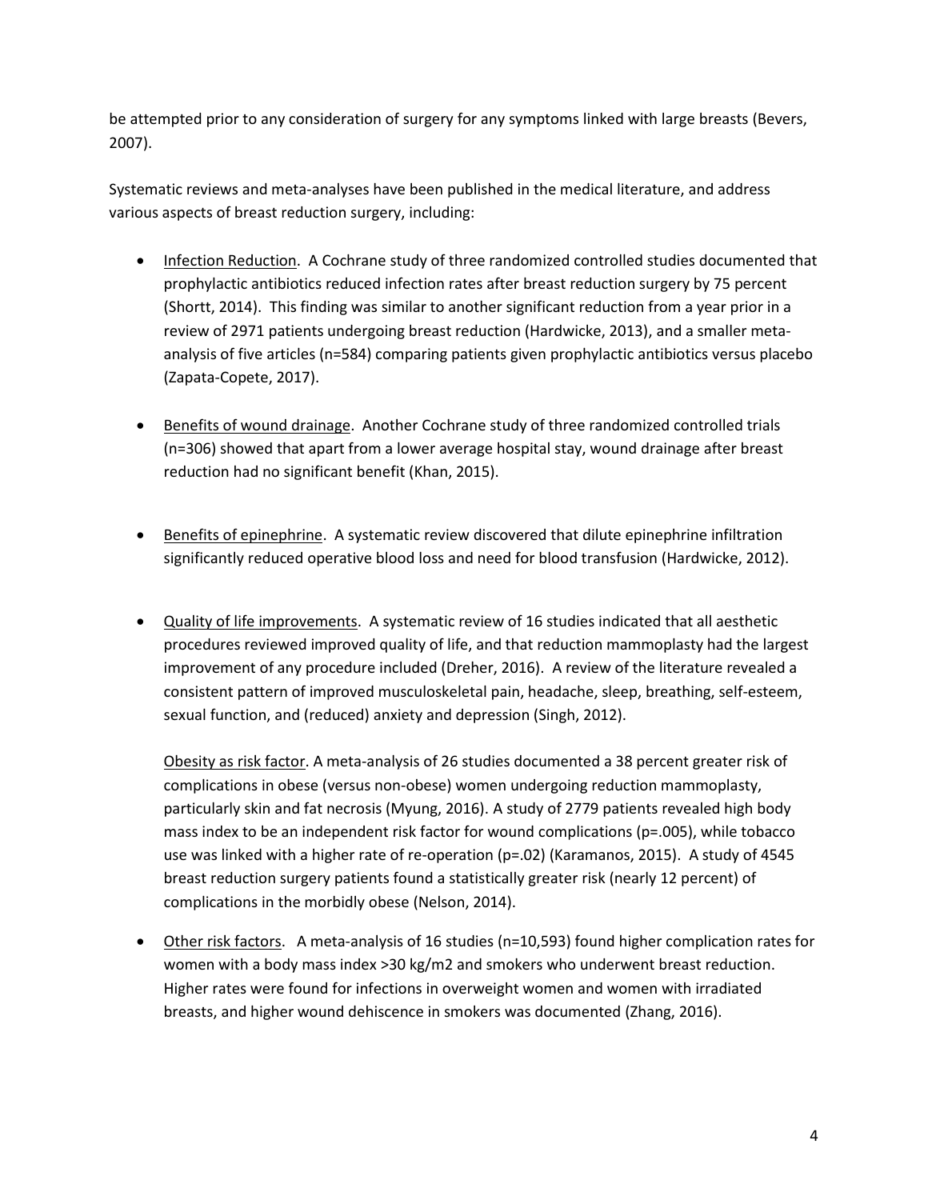be attempted prior to any consideration of surgery for any symptoms linked with large breasts (Bevers, 2007).

Systematic reviews and meta-analyses have been published in the medical literature, and address various aspects of breast reduction surgery, including:

- Infection Reduction. A Cochrane study of three randomized controlled studies documented that prophylactic antibiotics reduced infection rates after breast reduction surgery by 75 percent (Shortt, 2014). This finding was similar to another significant reduction from a year prior in a review of 2971 patients undergoing breast reduction (Hardwicke, 2013), and a smaller meta-analysis of five articles (n=584) comparing patients given prophylactic antibiotics versus placebo (Zapata-Copete, 2017).

- Benefits of wound drainage. Another Cochrane study of three randomized controlled trials (n=306) showed that apart from a lower average hospital stay, wound drainage after breast reduction had no significant benefit (Khan, 2015).

- Benefits of epinephrine. A systematic review discovered that dilute epinephrine infiltration significantly reduced operative blood loss and need for blood transfusion (Hardwicke, 2012).

- Quality of life improvements. A systematic review of 16 studies indicated that all aesthetic procedures reviewed improved quality of life, and that reduction mammoplasty had the largest improvement of any procedure included (Dreher, 2016). A review of the literature revealed a consistent pattern of improved musculoskeletal pain, headache, sleep, breathing, self-esteem, sexual function, and (reduced) anxiety and depression (Singh, 2012).

  Obesity as risk factor. A meta-analysis of 26 studies documented a 38 percent greater risk of complications in obese (versus non-obese) women undergoing reduction mammoplasty, particularly skin and fat necrosis (Myung, 2016). A study of 2779 patients revealed high body mass index to be an independent risk factor for wound complications (p=.005), while tobacco use was linked with a higher rate of re-operation (p=.02) (Karamanos, 2015). A study of 4545 breast reduction surgery patients found a statistically greater risk (nearly 12 percent) of complications in the morbidly obese (Nelson, 2014).

- Other risk factors. A meta-analysis of 16 studies (n=10,593) found higher complication rates for women with a body mass index >30 kg/m2 and smokers who underwent breast reduction. Higher rates were found for infections in overweight women and women with irradiated breasts, and higher wound dehiscence in smokers was documented (Zhang, 2016).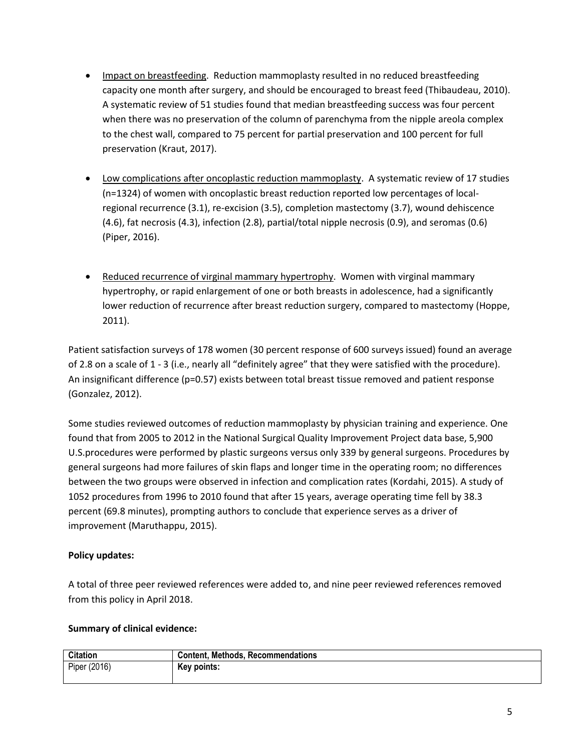- Impact on breastfeeding. Reduction mammoplasty resulted in no reduced breastfeeding capacity one month after surgery, and should be encouraged to breast feed (Thibaudeau, 2010). A systematic review of 51 studies found that median breastfeeding success was four percent when there was no preservation of the column of parenchyma from the nipple areola complex to the chest wall, compared to 75 percent for partial preservation and 100 percent for full preservation (Kraut, 2017).

- Low complications after oncoplastic reduction mammoplasty. A systematic review of 17 studies (n=1324) of women with oncoplastic breast reduction reported low percentages of local-regional recurrence (3.1), re-excision (3.5), completion mastectomy (3.7), wound dehiscence (4.6), fat necrosis (4.3), infection (2.8), partial/total nipple necrosis (0.9), and seromas (0.6) (Piper, 2016).

- Reduced recurrence of virginal mammary hypertrophy. Women with virginal mammary hypertrophy, or rapid enlargement of one or both breasts in adolescence, had a significantly lower reduction of recurrence after breast reduction surgery, compared to mastectomy (Hoppe, 2011).

Patient satisfaction surveys of 178 women (30 percent response of 600 surveys issued) found an average of 2.8 on a scale of 1 - 3 (i.e., nearly all "definitely agree" that they were satisfied with the procedure). An insignificant difference (p=0.57) exists between total breast tissue removed and patient response (Gonzalez, 2012).

Some studies reviewed outcomes of reduction mammoplasty by physician training and experience. One found that from 2005 to 2012 in the National Surgical Quality Improvement Project data base, 5,900 U.S.procedures were performed by plastic surgeons versus only 339 by general surgeons. Procedures by general surgeons had more failures of skin flaps and longer time in the operating room; no differences between the two groups were observed in infection and complication rates (Kordahi, 2015). A study of 1052 procedures from 1996 to 2010 found that after 15 years, average operating time fell by 38.3 percent (69.8 minutes), prompting authors to conclude that experience serves as a driver of improvement (Maruthappu, 2015).

**Policy updates:**

A total of three peer reviewed references were added to, and nine peer reviewed references removed from this policy in April 2018.

**Summary of clinical evidence:**

| Citation | Content, Methods, Recommendations |
|---|---|
| Piper (2016) | **Key points:** |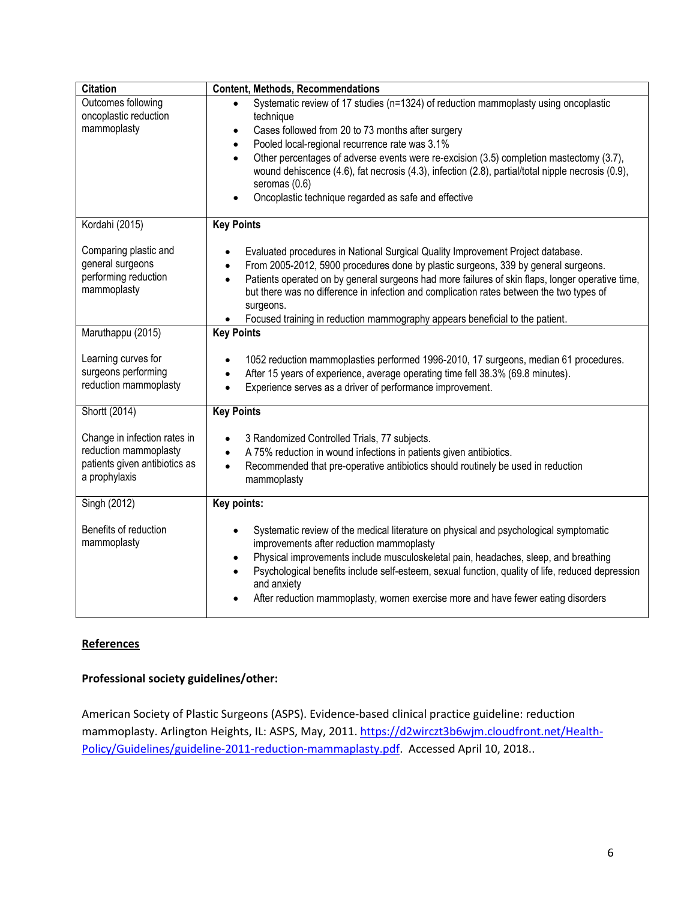| Citation | Content, Methods, Recommendations |
|---|---|
| Outcomes following oncoplastic reduction mammoplasty | • Systematic review of 17 studies (n=1324) of reduction mammoplasty using oncoplastic technique<br>• Cases followed from 20 to 73 months after surgery<br>• Pooled local-regional recurrence rate was 3.1%<br>• Other percentages of adverse events were re-excision (3.5) completion mastectomy (3.7), wound dehiscence (4.6), fat necrosis (4.3), infection (2.8), partial/total nipple necrosis (0.9), seromas (0.6)<br>• Oncoplastic technique regarded as safe and effective |
| Kordahi (2015)<br><br>Comparing plastic and general surgeons performing reduction mammoplasty | **Key Points**<br><br>• Evaluated procedures in National Surgical Quality Improvement Project database.<br>• From 2005-2012, 5900 procedures done by plastic surgeons, 339 by general surgeons.<br>• Patients operated on by general surgeons had more failures of skin flaps, longer operative time, but there was no difference in infection and complication rates between the two types of surgeons.<br>• Focused training in reduction mammography appears beneficial to the patient. |
| Maruthappu (2015)<br><br>Learning curves for surgeons performing reduction mammoplasty | **Key Points**<br><br>• 1052 reduction mammoplasties performed 1996-2010, 17 surgeons, median 61 procedures.<br>• After 15 years of experience, average operating time fell 38.3% (69.8 minutes).<br>• Experience serves as a driver of performance improvement. |
| Shortt (2014)<br><br>Change in infection rates in reduction mammoplasty patients given antibiotics as a prophylaxis | **Key Points**<br><br>• 3 Randomized Controlled Trials, 77 subjects.<br>• A 75% reduction in wound infections in patients given antibiotics.<br>• Recommended that pre-operative antibiotics should routinely be used in reduction mammoplasty |
| Singh (2012)<br><br>Benefits of reduction mammoplasty | **Key points:**<br><br>• Systematic review of the medical literature on physical and psychological symptomatic improvements after reduction mammoplasty<br>• Physical improvements include musculoskeletal pain, headaches, sleep, and breathing<br>• Psychological benefits include self-esteem, sexual function, quality of life, reduced depression and anxiety<br>• After reduction mammoplasty, women exercise more and have fewer eating disorders |

## References

### Professional society guidelines/other:

American Society of Plastic Surgeons (ASPS). Evidence-based clinical practice guideline: reduction mammoplasty. Arlington Heights, IL: ASPS, May, 2011. https://d2wirczt3b6wjm.cloudfront.net/Health-Policy/Guidelines/guideline-2011-reduction-mammaplasty.pdf. Accessed April 10, 2018..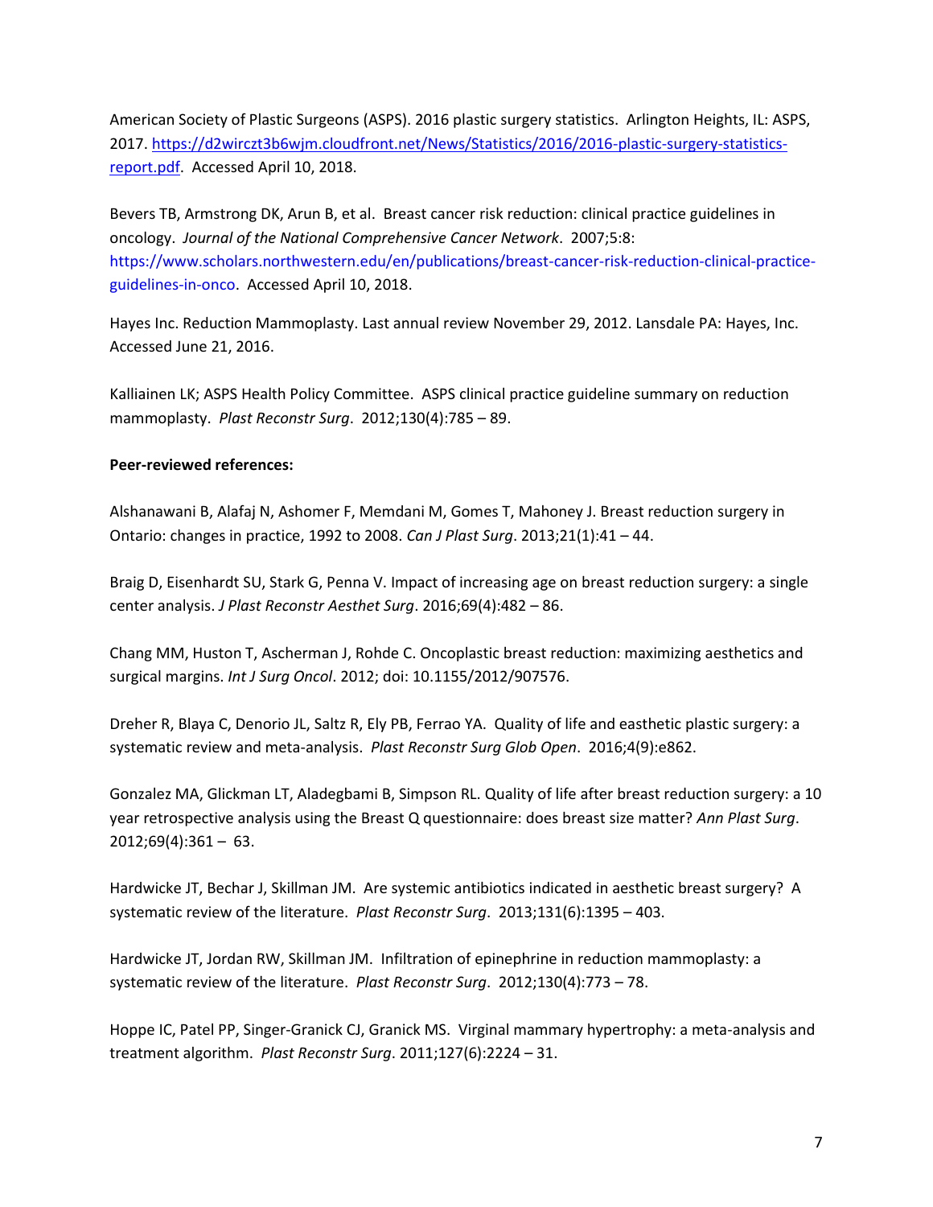American Society of Plastic Surgeons (ASPS). 2016 plastic surgery statistics. Arlington Heights, IL: ASPS, 2017. [https://d2wirczt3b6wjm.cloudfront.net/News/Statistics/2016/2016-plastic-surgery-statistics-report.pdf](https://d2wirczt3b6wjm.cloudfront.net/News/Statistics/2016/2016-plastic-surgery-statistics-report.pdf). Accessed April 10, 2018.

Bevers TB, Armstrong DK, Arun B, et al. Breast cancer risk reduction: clinical practice guidelines in oncology. *Journal of the National Comprehensive Cancer Network*. 2007;5:8: https://www.scholars.northwestern.edu/en/publications/breast-cancer-risk-reduction-clinical-practice-guidelines-in-onco. Accessed April 10, 2018.

Hayes Inc. Reduction Mammoplasty. Last annual review November 29, 2012. Lansdale PA: Hayes, Inc. Accessed June 21, 2016.

Kalliainen LK; ASPS Health Policy Committee. ASPS clinical practice guideline summary on reduction mammoplasty. *Plast Reconstr Surg*. 2012;130(4):785 – 89.

**Peer-reviewed references:**

Alshanawani B, Alafaj N, Ashomer F, Memdani M, Gomes T, Mahoney J. Breast reduction surgery in Ontario: changes in practice, 1992 to 2008. *Can J Plast Surg*. 2013;21(1):41 – 44.

Braig D, Eisenhardt SU, Stark G, Penna V. Impact of increasing age on breast reduction surgery: a single center analysis. *J Plast Reconstr Aesthet Surg*. 2016;69(4):482 – 86.

Chang MM, Huston T, Ascherman J, Rohde C. Oncoplastic breast reduction: maximizing aesthetics and surgical margins. *Int J Surg Oncol*. 2012; doi: 10.1155/2012/907576.

Dreher R, Blaya C, Denorio JL, Saltz R, Ely PB, Ferrao YA. Quality of life and easthetic plastic surgery: a systematic review and meta-analysis. *Plast Reconstr Surg Glob Open*. 2016;4(9):e862.

Gonzalez MA, Glickman LT, Aladegbami B, Simpson RL. Quality of life after breast reduction surgery: a 10 year retrospective analysis using the Breast Q questionnaire: does breast size matter? *Ann Plast Surg*. 2012;69(4):361 – 63.

Hardwicke JT, Bechar J, Skillman JM. Are systemic antibiotics indicated in aesthetic breast surgery? A systematic review of the literature. *Plast Reconstr Surg*. 2013;131(6):1395 – 403.

Hardwicke JT, Jordan RW, Skillman JM. Infiltration of epinephrine in reduction mammoplasty: a systematic review of the literature. *Plast Reconstr Surg*. 2012;130(4):773 – 78.

Hoppe IC, Patel PP, Singer-Granick CJ, Granick MS. Virginal mammary hypertrophy: a meta-analysis and treatment algorithm. *Plast Reconstr Surg*. 2011;127(6):2224 – 31.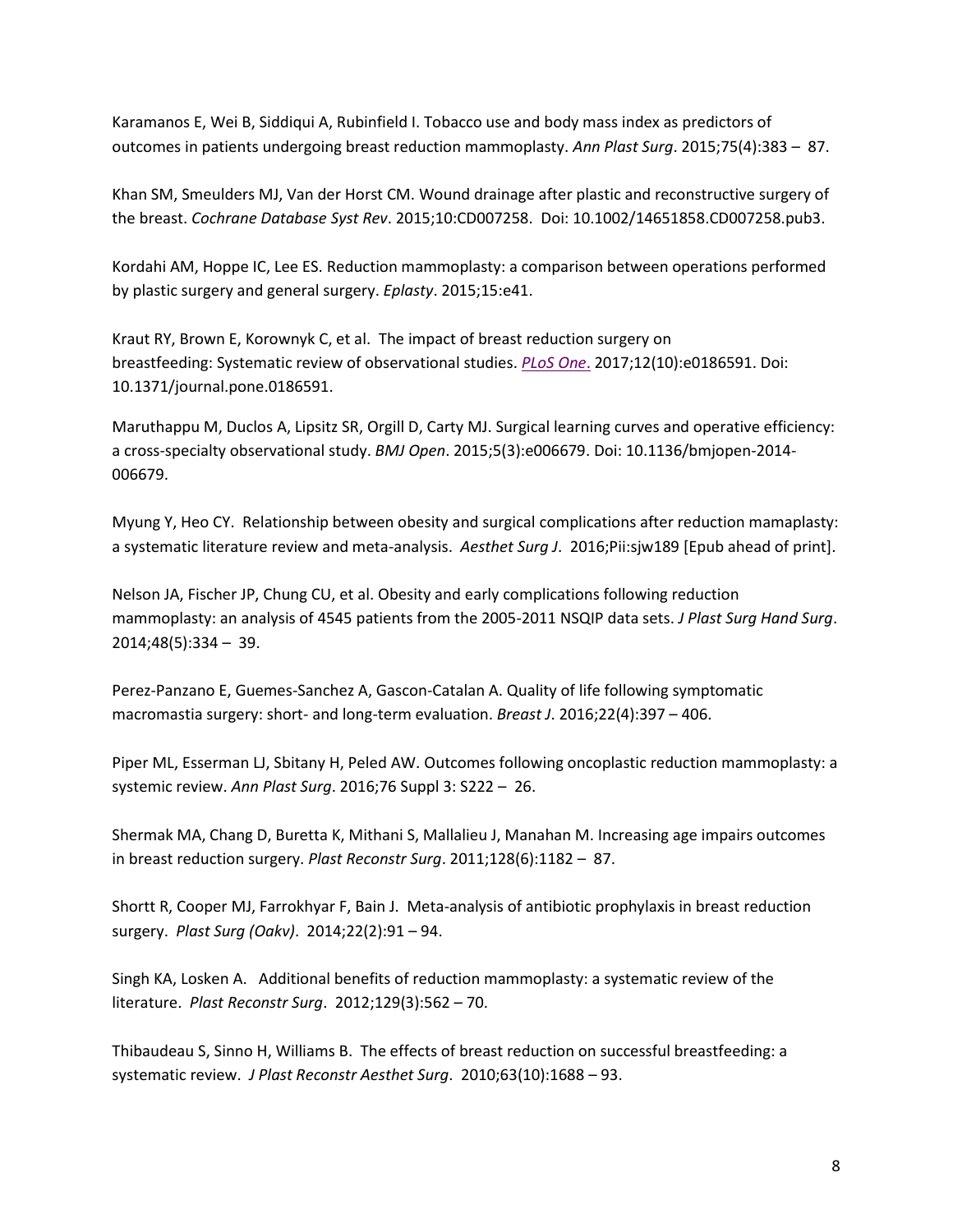Karamanos E, Wei B, Siddiqui A, Rubinfield I. Tobacco use and body mass index as predictors of outcomes in patients undergoing breast reduction mammoplasty. *Ann Plast Surg*. 2015;75(4):383 – 87.

Khan SM, Smeulders MJ, Van der Horst CM. Wound drainage after plastic and reconstructive surgery of the breast. *Cochrane Database Syst Rev*. 2015;10:CD007258. Doi: 10.1002/14651858.CD007258.pub3.

Kordahi AM, Hoppe IC, Lee ES. Reduction mammoplasty: a comparison between operations performed by plastic surgery and general surgery. *Eplasty*. 2015;15:e41.

Kraut RY, Brown E, Korownyk C, et al. The impact of breast reduction surgery on breastfeeding: Systematic review of observational studies. *PLoS One*. 2017;12(10):e0186591. Doi: 10.1371/journal.pone.0186591.

Maruthappu M, Duclos A, Lipsitz SR, Orgill D, Carty MJ. Surgical learning curves and operative efficiency: a cross-specialty observational study. *BMJ Open*. 2015;5(3):e006679. Doi: 10.1136/bmjopen-2014-006679.

Myung Y, Heo CY. Relationship between obesity and surgical complications after reduction mamaplasty: a systematic literature review and meta-analysis. *Aesthet Surg J*. 2016;Pii:sjw189 [Epub ahead of print].

Nelson JA, Fischer JP, Chung CU, et al. Obesity and early complications following reduction mammoplasty: an analysis of 4545 patients from the 2005-2011 NSQIP data sets. *J Plast Surg Hand Surg*. 2014;48(5):334 – 39.

Perez-Panzano E, Guemes-Sanchez A, Gascon-Catalan A. Quality of life following symptomatic macromastia surgery: short- and long-term evaluation. *Breast J*. 2016;22(4):397 – 406.

Piper ML, Esserman LJ, Sbitany H, Peled AW. Outcomes following oncoplastic reduction mammoplasty: a systemic review. *Ann Plast Surg*. 2016;76 Suppl 3: S222 – 26.

Shermak MA, Chang D, Buretta K, Mithani S, Mallalieu J, Manahan M. Increasing age impairs outcomes in breast reduction surgery. *Plast Reconstr Surg*. 2011;128(6):1182 – 87.

Shortt R, Cooper MJ, Farrokhyar F, Bain J. Meta-analysis of antibiotic prophylaxis in breast reduction surgery. *Plast Surg (Oakv)*. 2014;22(2):91 – 94.

Singh KA, Losken A. Additional benefits of reduction mammoplasty: a systematic review of the literature. *Plast Reconstr Surg*. 2012;129(3):562 – 70.

Thibaudeau S, Sinno H, Williams B. The effects of breast reduction on successful breastfeeding: a systematic review. *J Plast Reconstr Aesthet Surg*. 2010;63(10):1688 – 93.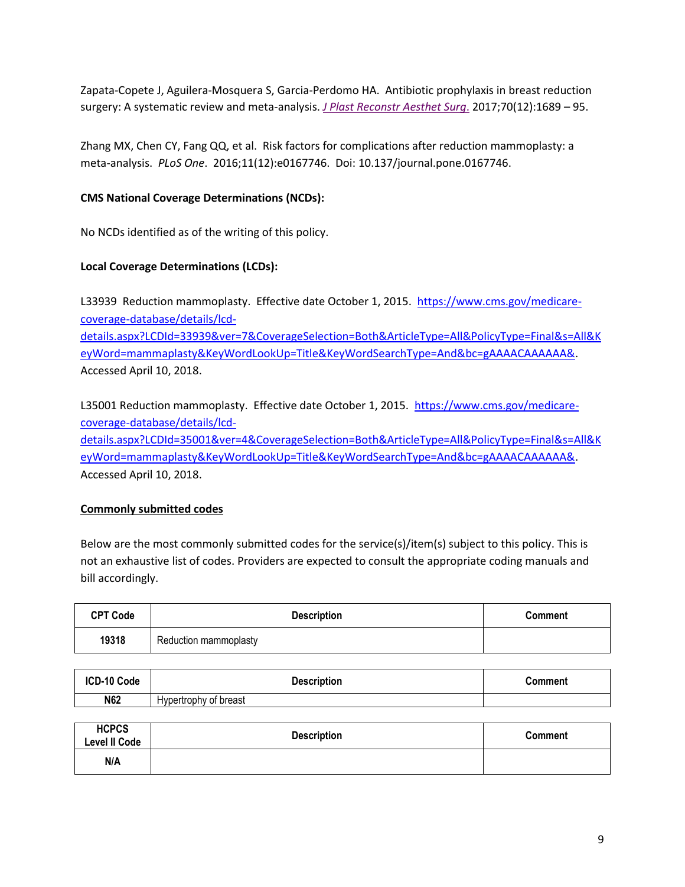Zapata-Copete J, Aguilera-Mosquera S, Garcia-Perdomo HA. Antibiotic prophylaxis in breast reduction surgery: A systematic review and meta-analysis. *J Plast Reconstr Aesthet Surg*. 2017;70(12):1689 – 95.

Zhang MX, Chen CY, Fang QQ, et al. Risk factors for complications after reduction mammoplasty: a meta-analysis. *PLoS One*. 2016;11(12):e0167746. Doi: 10.137/journal.pone.0167746.

**CMS National Coverage Determinations (NCDs):**

No NCDs identified as of the writing of this policy.

**Local Coverage Determinations (LCDs):**

L33939 Reduction mammoplasty. Effective date October 1, 2015. https://www.cms.gov/medicare-coverage-database/details/lcd-details.aspx?LCDId=33939&ver=7&CoverageSelection=Both&ArticleType=All&PolicyType=Final&s=All&KeyWord=mammaplasty&KeyWordLookUp=Title&KeyWordSearchType=And&bc=gAAAACAAAAAA&. Accessed April 10, 2018.

L35001 Reduction mammoplasty. Effective date October 1, 2015. https://www.cms.gov/medicare-coverage-database/details/lcd-details.aspx?LCDId=35001&ver=4&CoverageSelection=Both&ArticleType=All&PolicyType=Final&s=All&KeyWord=mammaplasty&KeyWordLookUp=Title&KeyWordSearchType=And&bc=gAAAACAAAAAA&. Accessed April 10, 2018.

**Commonly submitted codes**

Below are the most commonly submitted codes for the service(s)/item(s) subject to this policy. This is not an exhaustive list of codes. Providers are expected to consult the appropriate coding manuals and bill accordingly.

| CPT Code | Description | Comment |
|---|---|---|
| 19318 | Reduction mammoplasty | |

| ICD-10 Code | Description | Comment |
|---|---|---|
| N62 | Hypertrophy of breast | |

| HCPCS Level II Code | Description | Comment |
|---|---|---|
| N/A | | |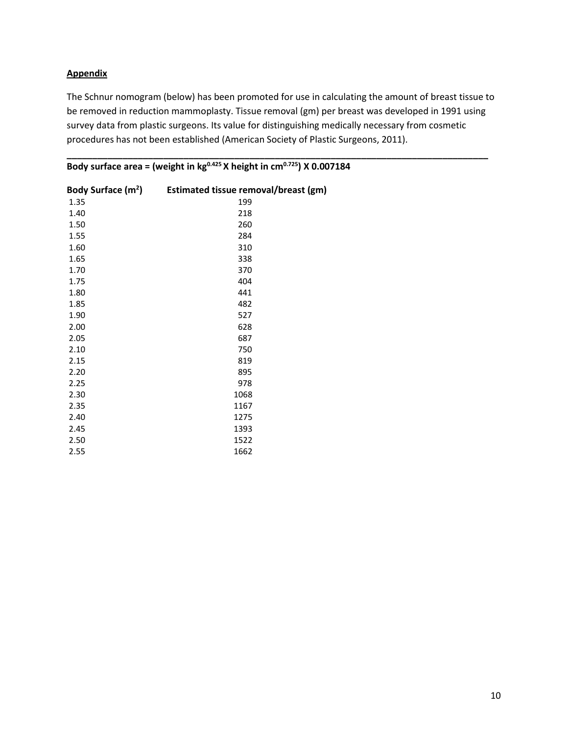## Appendix

The Schnur nomogram (below) has been promoted for use in calculating the amount of breast tissue to be removed in reduction mammoplasty. Tissue removal (gm) per breast was developed in 1991 using survey data from plastic surgeons. Its value for distinguishing medically necessary from cosmetic procedures has not been established (American Society of Plastic Surgeons, 2011).

---

**Body surface area = (weight in kg$^{0.425}$ X height in cm$^{0.725}$) X 0.007184**

| Body Surface ($m^2$) | Estimated tissue removal/breast (gm) |
|---|---|
| 1.35 | 199 |
| 1.40 | 218 |
| 1.50 | 260 |
| 1.55 | 284 |
| 1.60 | 310 |
| 1.65 | 338 |
| 1.70 | 370 |
| 1.75 | 404 |
| 1.80 | 441 |
| 1.85 | 482 |
| 1.90 | 527 |
| 2.00 | 628 |
| 2.05 | 687 |
| 2.10 | 750 |
| 2.15 | 819 |
| 2.20 | 895 |
| 2.25 | 978 |
| 2.30 | 1068 |
| 2.35 | 1167 |
| 2.40 | 1275 |
| 2.45 | 1393 |
| 2.50 | 1522 |
| 2.55 | 1662 |